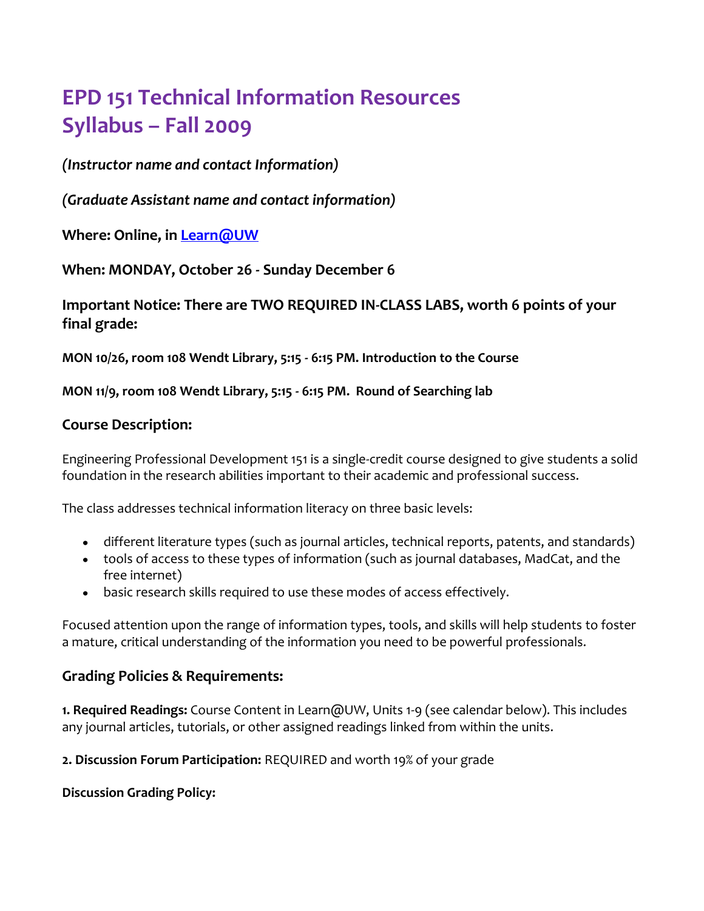# EPD 151 Technical Information Resources Syllabus – Fall 2009

***(Instructor name and contact Information)***

***(Graduate Assistant name and contact information)***

**Where: Online, in [Learn@UW](Learn@UW)**

**When: MONDAY, October 26 - Sunday December 6**

### Important Notice: There are TWO REQUIRED IN-CLASS LABS, worth 6 points of your final grade:

**MON 10/26, room 108 Wendt Library, 5:15 - 6:15 PM. Introduction to the Course**

**MON 11/9, room 108 Wendt Library, 5:15 - 6:15 PM. Round of Searching lab**

### Course Description:

Engineering Professional Development 151 is a single-credit course designed to give students a solid foundation in the research abilities important to their academic and professional success.

The class addresses technical information literacy on three basic levels:

- different literature types (such as journal articles, technical reports, patents, and standards)
- tools of access to these types of information (such as journal databases, MadCat, and the free internet)
- basic research skills required to use these modes of access effectively.

Focused attention upon the range of information types, tools, and skills will help students to foster a mature, critical understanding of the information you need to be powerful professionals.

### Grading Policies & Requirements:

**1. Required Readings:** Course Content in Learn@UW, Units 1-9 (see calendar below). This includes any journal articles, tutorials, or other assigned readings linked from within the units.

**2. Discussion Forum Participation:** REQUIRED and worth 19% of your grade

**Discussion Grading Policy:**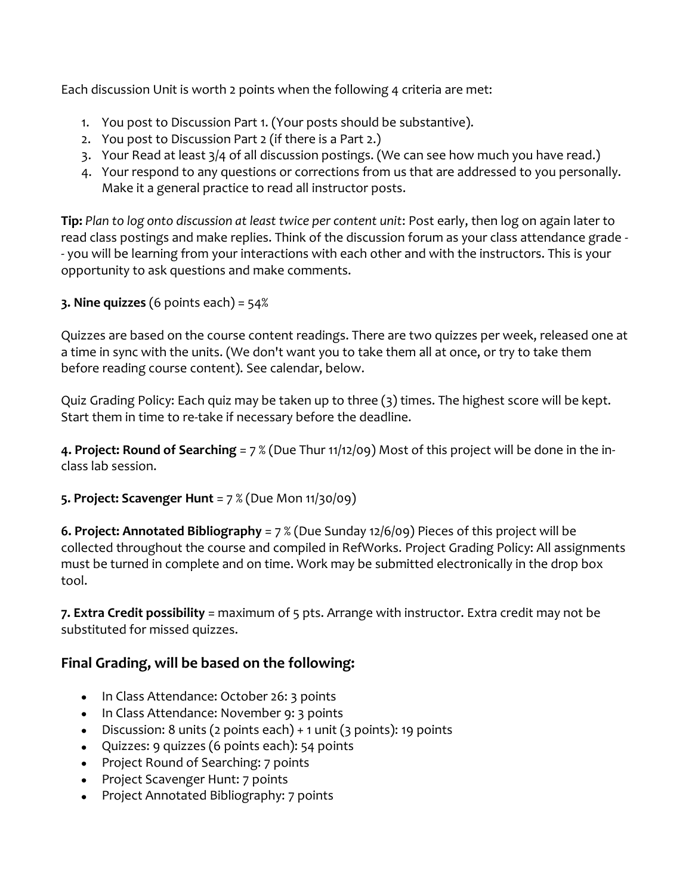Each discussion Unit is worth 2 points when the following 4 criteria are met:

1. You post to Discussion Part 1. (Your posts should be substantive).
2. You post to Discussion Part 2 (if there is a Part 2.)
3. Your Read at least 3/4 of all discussion postings. (We can see how much you have read.)
4. Your respond to any questions or corrections from us that are addressed to you personally. Make it a general practice to read all instructor posts.

**Tip:** *Plan to log onto discussion at least twice per content unit*: Post early, then log on again later to read class postings and make replies. Think of the discussion forum as your class attendance grade -- you will be learning from your interactions with each other and with the instructors. This is your opportunity to ask questions and make comments.

**3. Nine quizzes** (6 points each) = 54%

Quizzes are based on the course content readings. There are two quizzes per week, released one at a time in sync with the units. (We don't want you to take them all at once, or try to take them before reading course content). See calendar, below.

Quiz Grading Policy: Each quiz may be taken up to three (3) times. The highest score will be kept. Start them in time to re-take if necessary before the deadline.

**4. Project: Round of Searching** = 7 % (Due Thur 11/12/09) Most of this project will be done in the in-class lab session.

**5. Project: Scavenger Hunt** = 7 % (Due Mon 11/30/09)

**6. Project: Annotated Bibliography** = 7 % (Due Sunday 12/6/09) Pieces of this project will be collected throughout the course and compiled in RefWorks. Project Grading Policy: All assignments must be turned in complete and on time. Work may be submitted electronically in the drop box tool.

**7. Extra Credit possibility** = maximum of 5 pts. Arrange with instructor. Extra credit may not be substituted for missed quizzes.

## Final Grading, will be based on the following:

- In Class Attendance: October 26: 3 points
- In Class Attendance: November 9: 3 points
- Discussion: 8 units (2 points each) + 1 unit (3 points): 19 points
- Quizzes: 9 quizzes (6 points each): 54 points
- Project Round of Searching: 7 points
- Project Scavenger Hunt: 7 points
- Project Annotated Bibliography: 7 points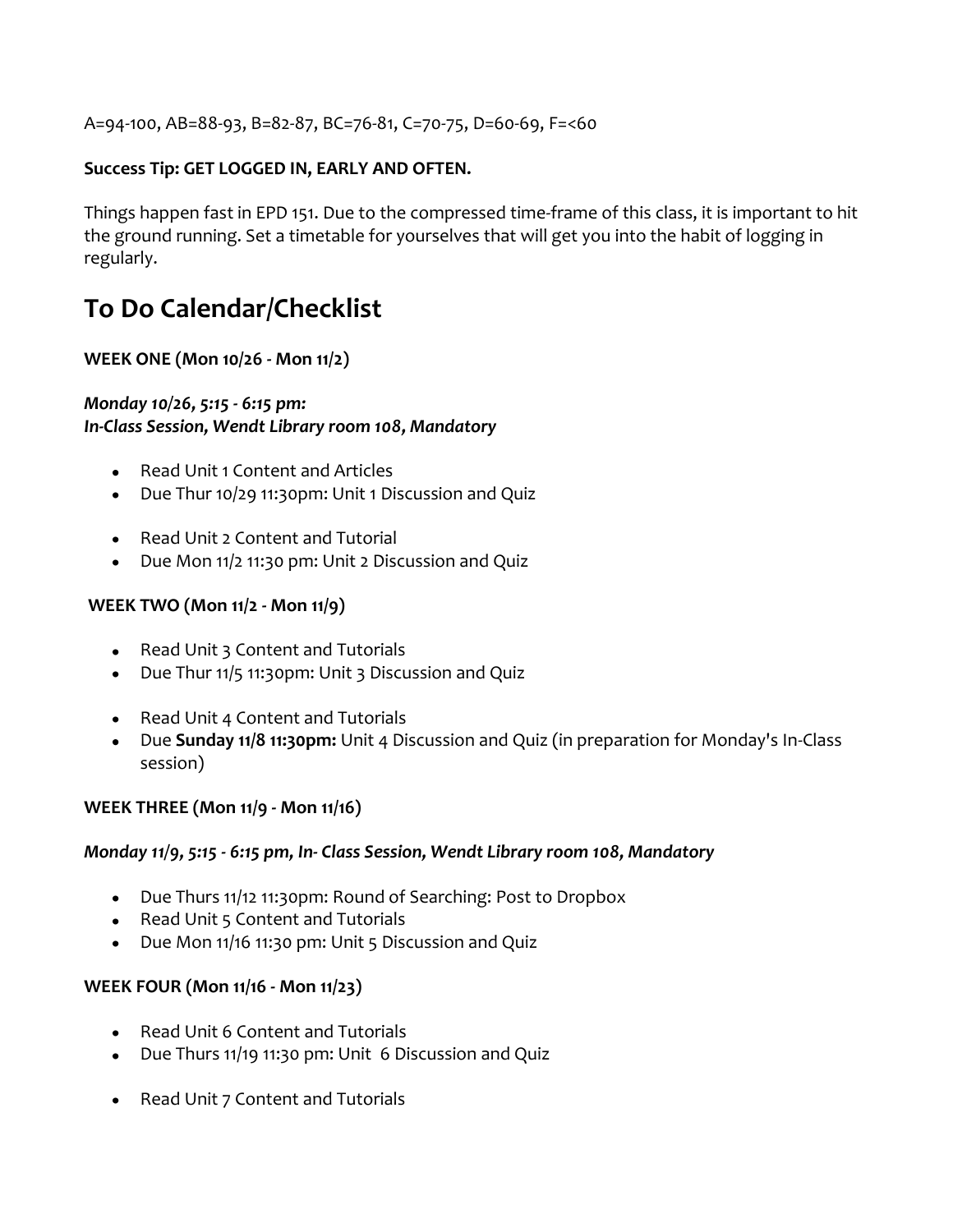A=94-100, AB=88-93, B=82-87, BC=76-81, C=70-75, D=60-69, F=<60

**Success Tip: GET LOGGED IN, EARLY AND OFTEN.**

Things happen fast in EPD 151. Due to the compressed time-frame of this class, it is important to hit the ground running. Set a timetable for yourselves that will get you into the habit of logging in regularly.

## To Do Calendar/Checklist

**WEEK ONE (Mon 10/26 - Mon 11/2)**

***Monday 10/26, 5:15 - 6:15 pm:***
***In-Class Session, Wendt Library room 108, Mandatory***

- Read Unit 1 Content and Articles
- Due Thur 10/29 11:30pm: Unit 1 Discussion and Quiz

- Read Unit 2 Content and Tutorial
- Due Mon 11/2 11:30 pm: Unit 2 Discussion and Quiz

**WEEK TWO (Mon 11/2 - Mon 11/9)**

- Read Unit 3 Content and Tutorials
- Due Thur 11/5 11:30pm: Unit 3 Discussion and Quiz

- Read Unit 4 Content and Tutorials
- Due **Sunday 11/8 11:30pm:** Unit 4 Discussion and Quiz (in preparation for Monday's In-Class session)

**WEEK THREE (Mon 11/9 - Mon 11/16)**

***Monday 11/9, 5:15 - 6:15 pm, In- Class Session, Wendt Library room 108, Mandatory***

- Due Thurs 11/12 11:30pm: Round of Searching: Post to Dropbox
- Read Unit 5 Content and Tutorials
- Due Mon 11/16 11:30 pm: Unit 5 Discussion and Quiz

**WEEK FOUR (Mon 11/16 - Mon 11/23)**

- Read Unit 6 Content and Tutorials
- Due Thurs 11/19 11:30 pm: Unit 6 Discussion and Quiz

- Read Unit 7 Content and Tutorials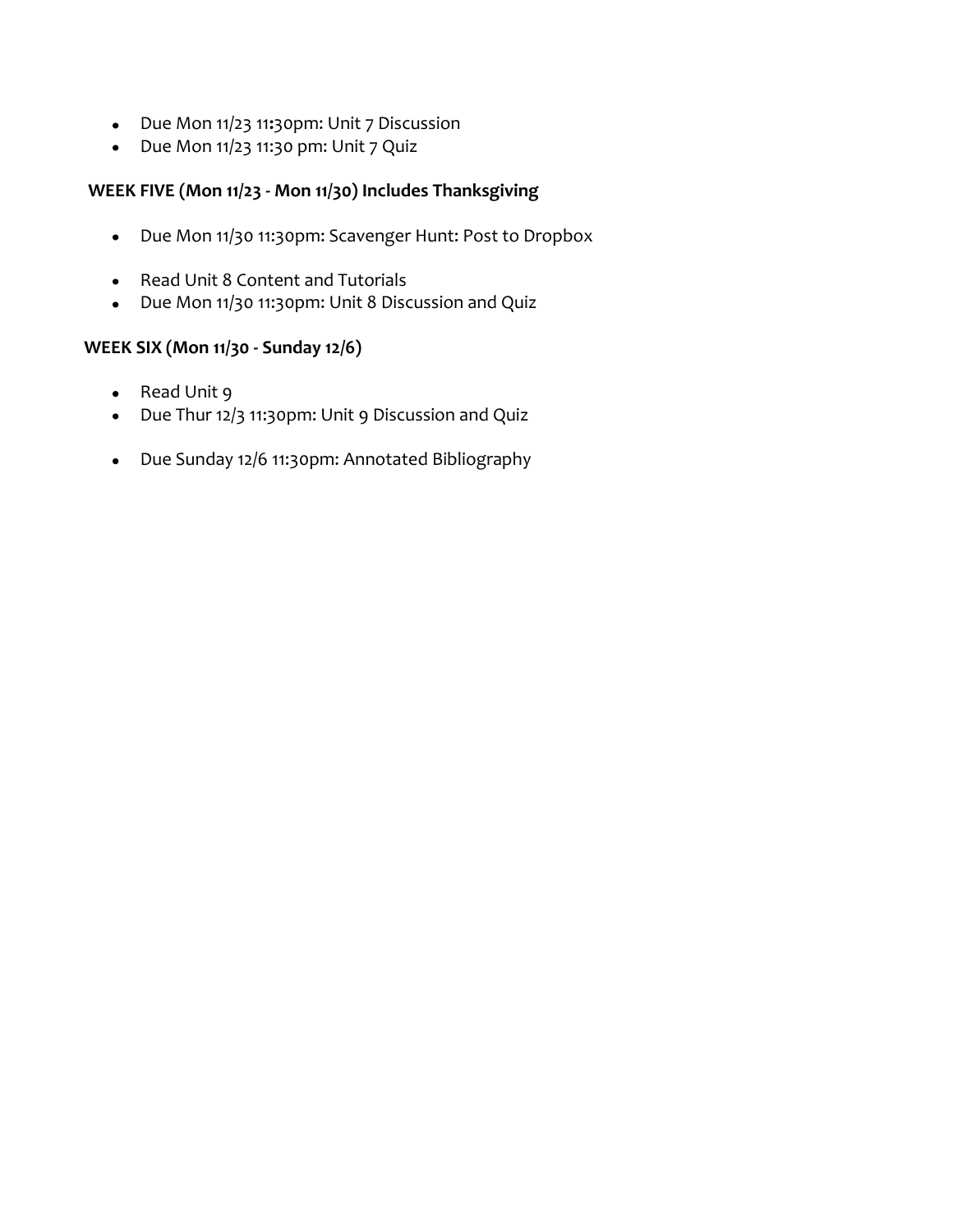- Due Mon 11/23 11:30pm: Unit 7 Discussion
- Due Mon 11/23 11:30 pm: Unit 7 Quiz

**WEEK FIVE (Mon 11/23 - Mon 11/30) Includes Thanksgiving**

- Due Mon 11/30 11:30pm: Scavenger Hunt: Post to Dropbox

- Read Unit 8 Content and Tutorials
- Due Mon 11/30 11:30pm: Unit 8 Discussion and Quiz

**WEEK SIX (Mon 11/30 - Sunday 12/6)**

- Read Unit 9
- Due Thur 12/3 11:30pm: Unit 9 Discussion and Quiz

- Due Sunday 12/6 11:30pm: Annotated Bibliography